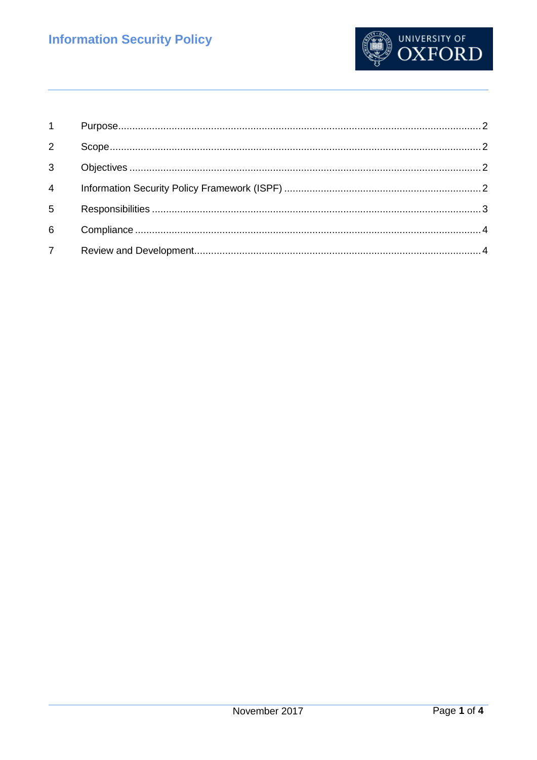# Information Security Policy

1 Purpose ........ 2

2 Scope ........ 2

3 Objectives ........ 2

4 Information Security Policy Framework (ISPF) ........ 2

5 Responsibilities ........ 3

6 Compliance ........ 4

7 Review and Development ........ 4

November 2017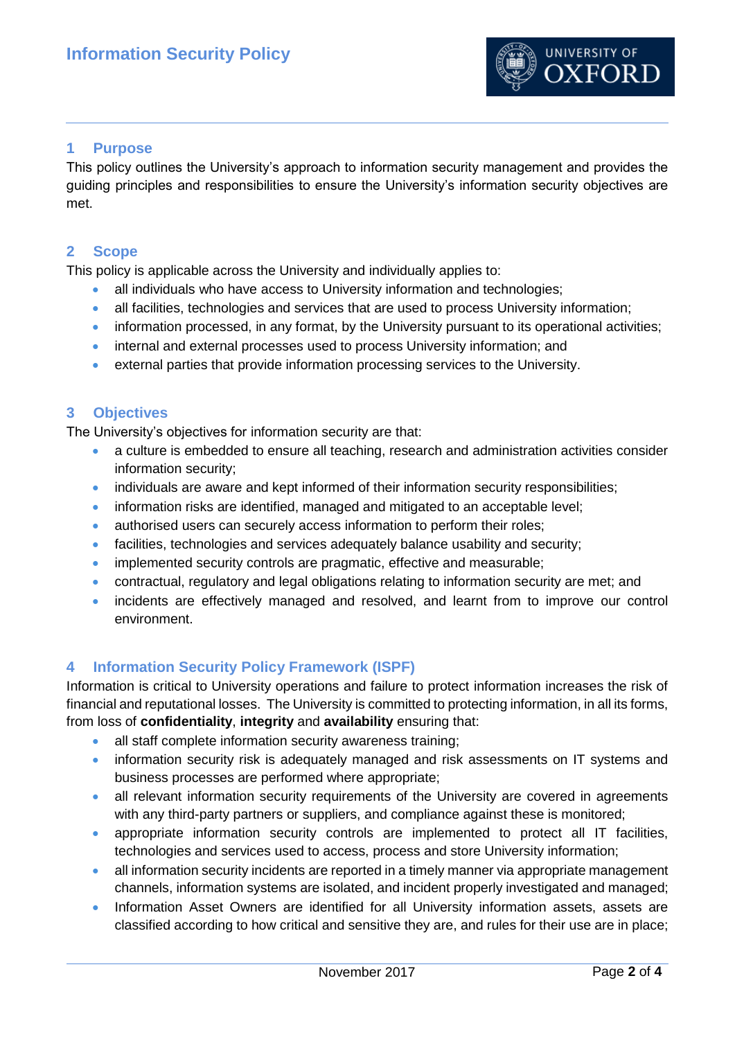## 1 Purpose

This policy outlines the University's approach to information security management and provides the guiding principles and responsibilities to ensure the University's information security objectives are met.

## 2 Scope

This policy is applicable across the University and individually applies to:

- all individuals who have access to University information and technologies;
- all facilities, technologies and services that are used to process University information;
- information processed, in any format, by the University pursuant to its operational activities;
- internal and external processes used to process University information; and
- external parties that provide information processing services to the University.

## 3 Objectives

The University's objectives for information security are that:

- a culture is embedded to ensure all teaching, research and administration activities consider information security;
- individuals are aware and kept informed of their information security responsibilities;
- information risks are identified, managed and mitigated to an acceptable level;
- authorised users can securely access information to perform their roles;
- facilities, technologies and services adequately balance usability and security;
- implemented security controls are pragmatic, effective and measurable;
- contractual, regulatory and legal obligations relating to information security are met; and
- incidents are effectively managed and resolved, and learnt from to improve our control environment.

## 4 Information Security Policy Framework (ISPF)

Information is critical to University operations and failure to protect information increases the risk of financial and reputational losses. The University is committed to protecting information, in all its forms, from loss of **confidentiality**, **integrity** and **availability** ensuring that:

- all staff complete information security awareness training;
- information security risk is adequately managed and risk assessments on IT systems and business processes are performed where appropriate;
- all relevant information security requirements of the University are covered in agreements with any third-party partners or suppliers, and compliance against these is monitored;
- appropriate information security controls are implemented to protect all IT facilities, technologies and services used to access, process and store University information;
- all information security incidents are reported in a timely manner via appropriate management channels, information systems are isolated, and incident properly investigated and managed;
- Information Asset Owners are identified for all University information assets, assets are classified according to how critical and sensitive they are, and rules for their use are in place;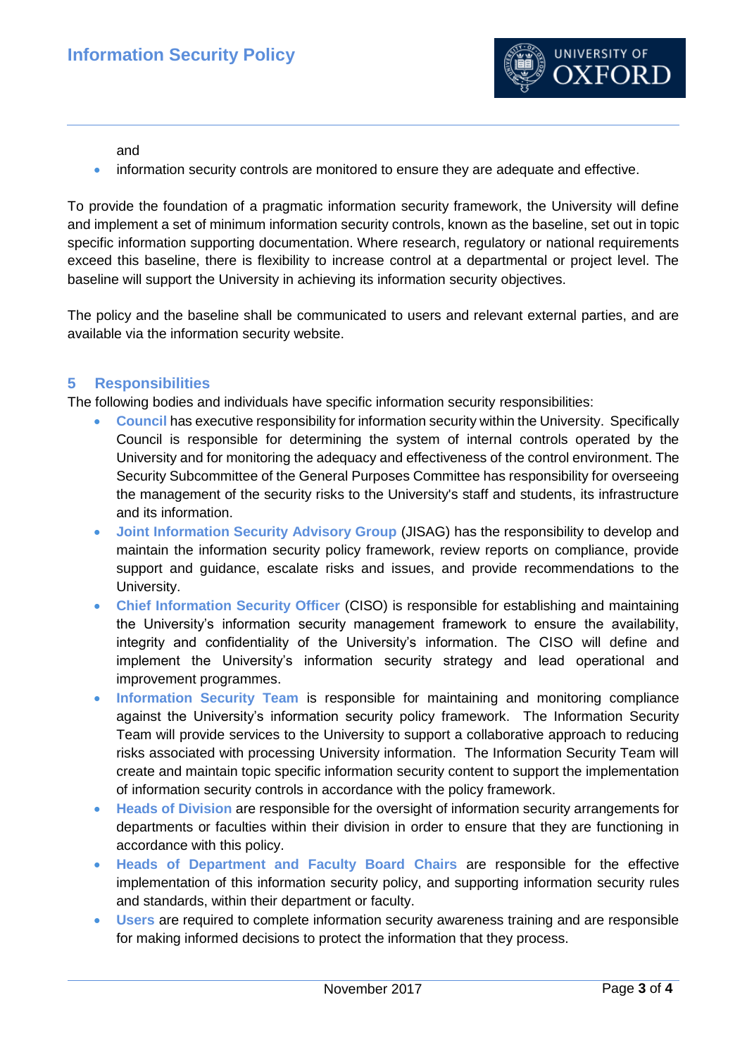and

- information security controls are monitored to ensure they are adequate and effective.

To provide the foundation of a pragmatic information security framework, the University will define and implement a set of minimum information security controls, known as the baseline, set out in topic specific information supporting documentation. Where research, regulatory or national requirements exceed this baseline, there is flexibility to increase control at a departmental or project level. The baseline will support the University in achieving its information security objectives.

The policy and the baseline shall be communicated to users and relevant external parties, and are available via the information security website.

## 5 Responsibilities

The following bodies and individuals have specific information security responsibilities:

- **Council** has executive responsibility for information security within the University. Specifically Council is responsible for determining the system of internal controls operated by the University and for monitoring the adequacy and effectiveness of the control environment. The Security Subcommittee of the General Purposes Committee has responsibility for overseeing the management of the security risks to the University's staff and students, its infrastructure and its information.
- **Joint Information Security Advisory Group** (JISAG) has the responsibility to develop and maintain the information security policy framework, review reports on compliance, provide support and guidance, escalate risks and issues, and provide recommendations to the University.
- **Chief Information Security Officer** (CISO) is responsible for establishing and maintaining the University's information security management framework to ensure the availability, integrity and confidentiality of the University's information. The CISO will define and implement the University's information security strategy and lead operational and improvement programmes.
- **Information Security Team** is responsible for maintaining and monitoring compliance against the University's information security policy framework. The Information Security Team will provide services to the University to support a collaborative approach to reducing risks associated with processing University information. The Information Security Team will create and maintain topic specific information security content to support the implementation of information security controls in accordance with the policy framework.
- **Heads of Division** are responsible for the oversight of information security arrangements for departments or faculties within their division in order to ensure that they are functioning in accordance with this policy.
- **Heads of Department and Faculty Board Chairs** are responsible for the effective implementation of this information security policy, and supporting information security rules and standards, within their department or faculty.
- **Users** are required to complete information security awareness training and are responsible for making informed decisions to protect the information that they process.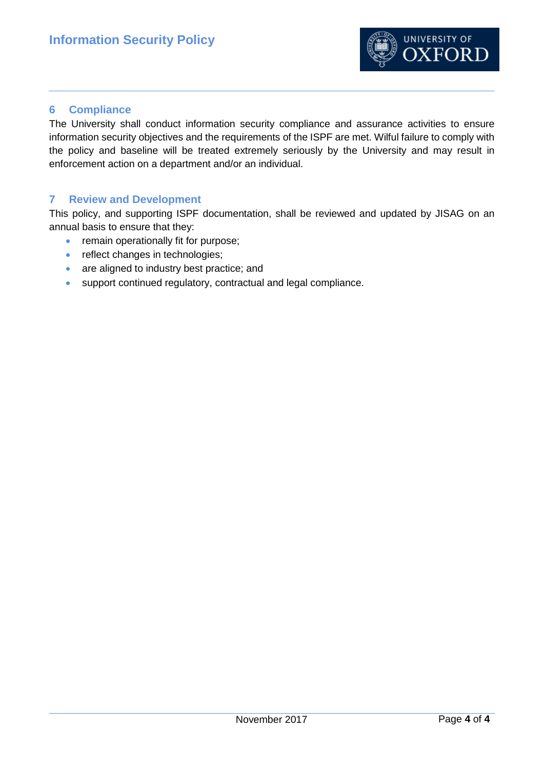## 6 Compliance

The University shall conduct information security compliance and assurance activities to ensure information security objectives and the requirements of the ISPF are met. Wilful failure to comply with the policy and baseline will be treated extremely seriously by the University and may result in enforcement action on a department and/or an individual.

## 7 Review and Development

This policy, and supporting ISPF documentation, shall be reviewed and updated by JISAG on an annual basis to ensure that they:

- remain operationally fit for purpose;
- reflect changes in technologies;
- are aligned to industry best practice; and
- support continued regulatory, contractual and legal compliance.